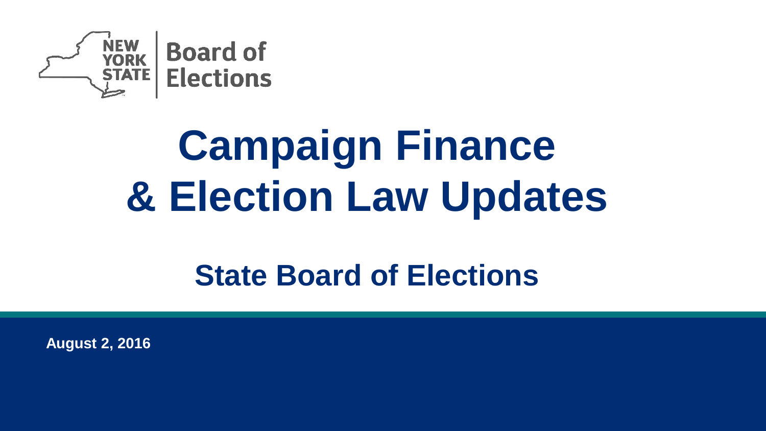NEW YORK STATE | Board of Elections

# Campaign Finance & Election Law Updates

## State Board of Elections

**August 2, 2016**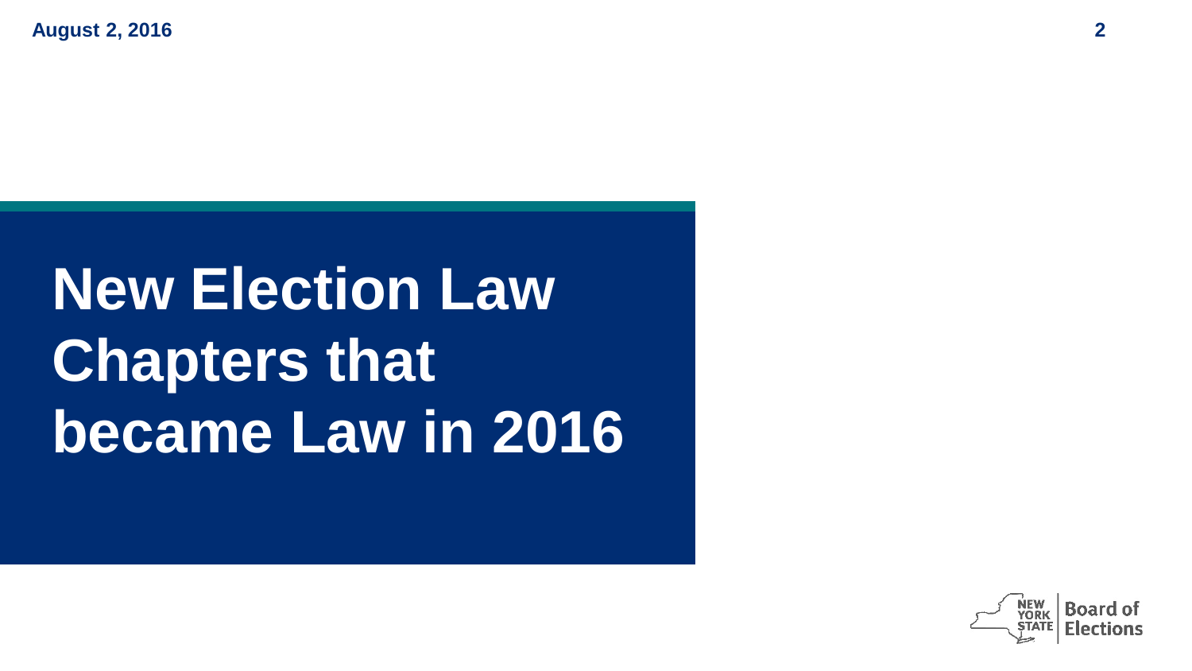# New Election Law Chapters that became Law in 2016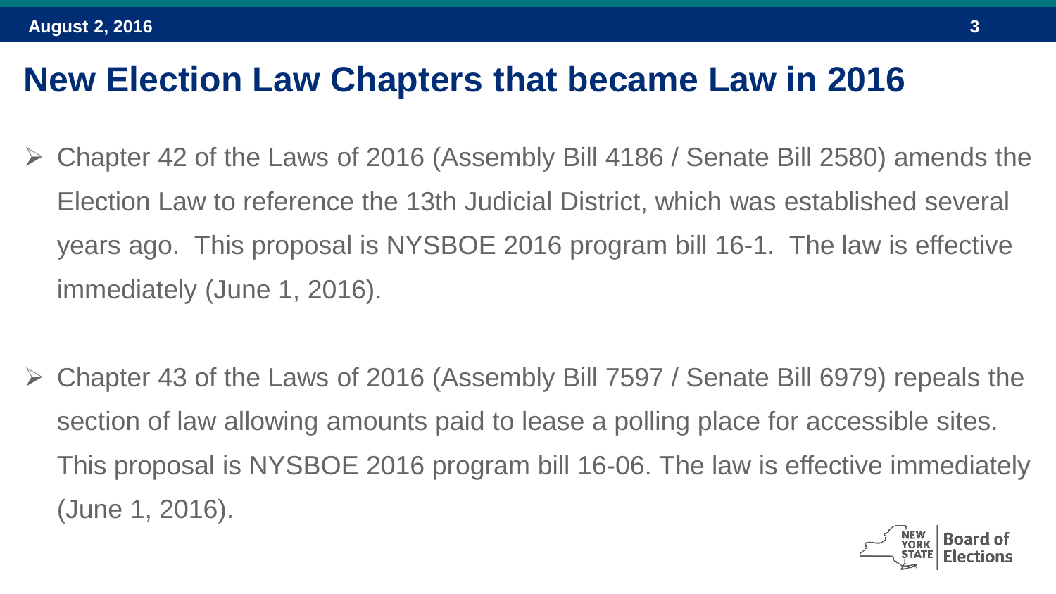# New Election Law Chapters that became Law in 2016

- Chapter 42 of the Laws of 2016 (Assembly Bill 4186 / Senate Bill 2580) amends the Election Law to reference the 13th Judicial District, which was established several years ago. This proposal is NYSBOE 2016 program bill 16-1. The law is effective immediately (June 1, 2016).

- Chapter 43 of the Laws of 2016 (Assembly Bill 7597 / Senate Bill 6979) repeals the section of law allowing amounts paid to lease a polling place for accessible sites. This proposal is NYSBOE 2016 program bill 16-06. The law is effective immediately (June 1, 2016).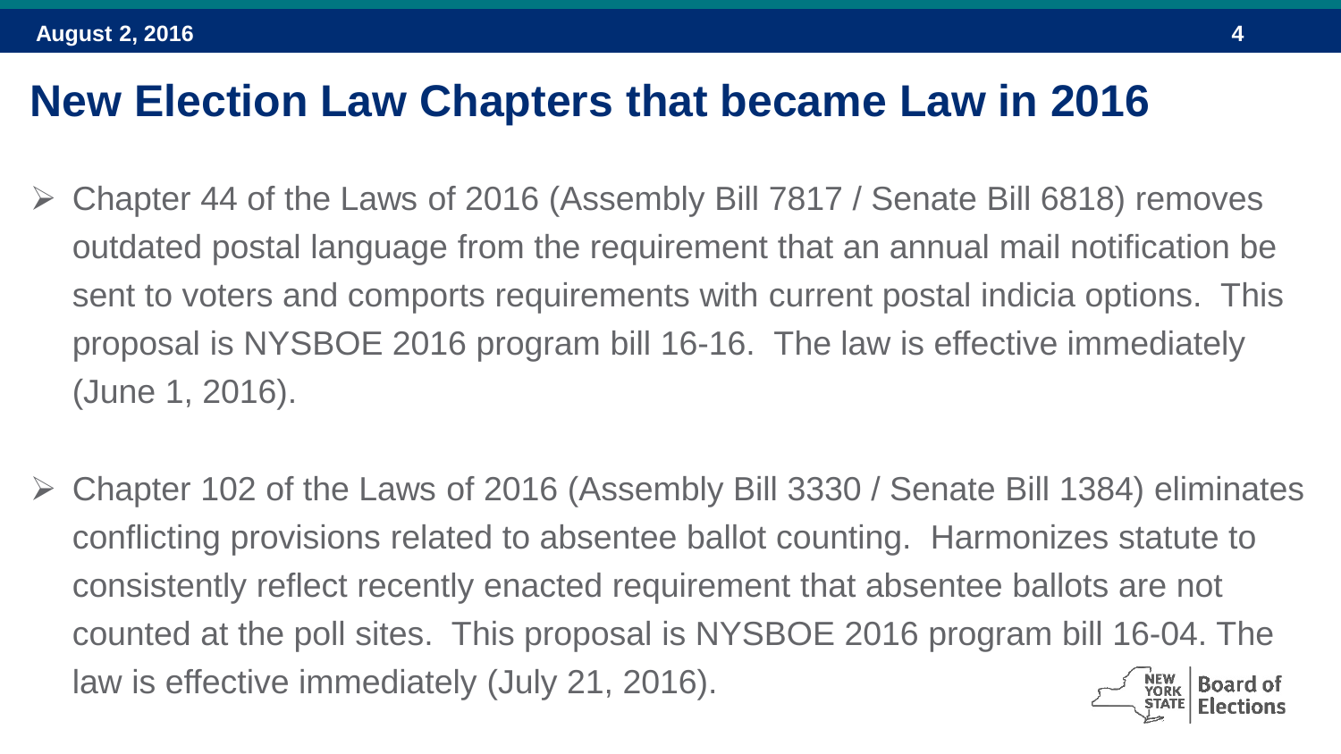# New Election Law Chapters that became Law in 2016

- Chapter 44 of the Laws of 2016 (Assembly Bill 7817 / Senate Bill 6818) removes outdated postal language from the requirement that an annual mail notification be sent to voters and comports requirements with current postal indicia options. This proposal is NYSBOE 2016 program bill 16-16. The law is effective immediately (June 1, 2016).

- Chapter 102 of the Laws of 2016 (Assembly Bill 3330 / Senate Bill 1384) eliminates conflicting provisions related to absentee ballot counting. Harmonizes statute to consistently reflect recently enacted requirement that absentee ballots are not counted at the poll sites. This proposal is NYSBOE 2016 program bill 16-04. The law is effective immediately (July 21, 2016).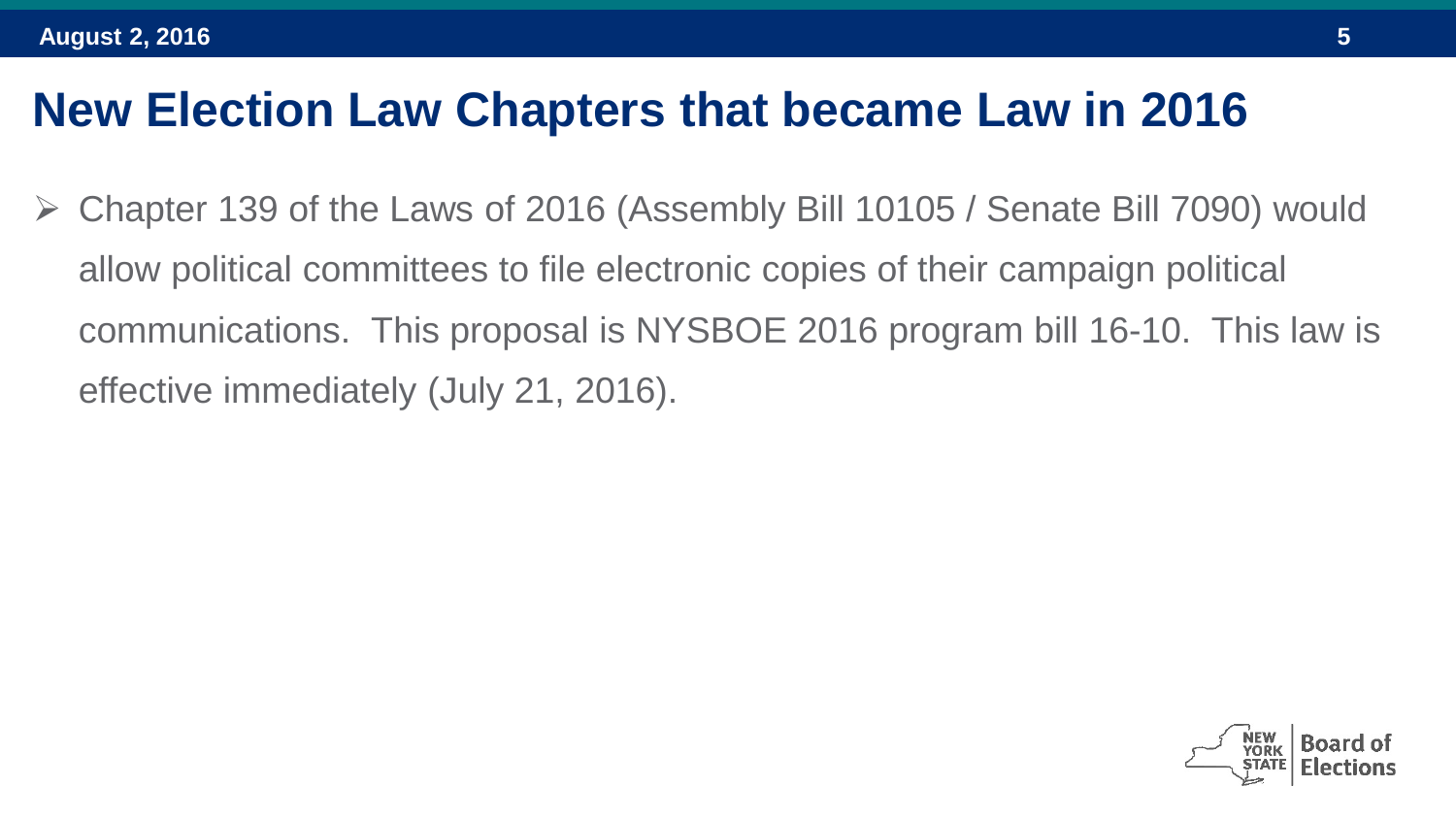# New Election Law Chapters that became Law in 2016

- Chapter 139 of the Laws of 2016 (Assembly Bill 10105 / Senate Bill 7090) would allow political committees to file electronic copies of their campaign political communications. This proposal is NYSBOE 2016 program bill 16-10. This law is effective immediately (July 21, 2016).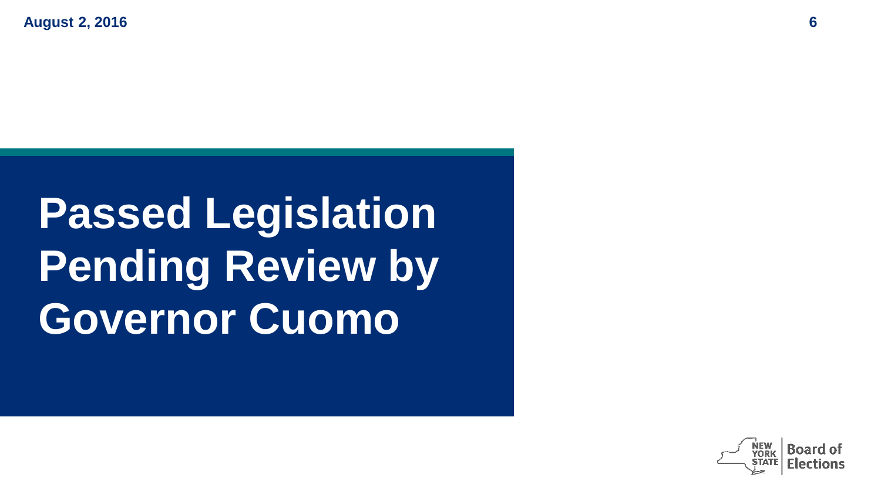# Passed Legislation Pending Review by Governor Cuomo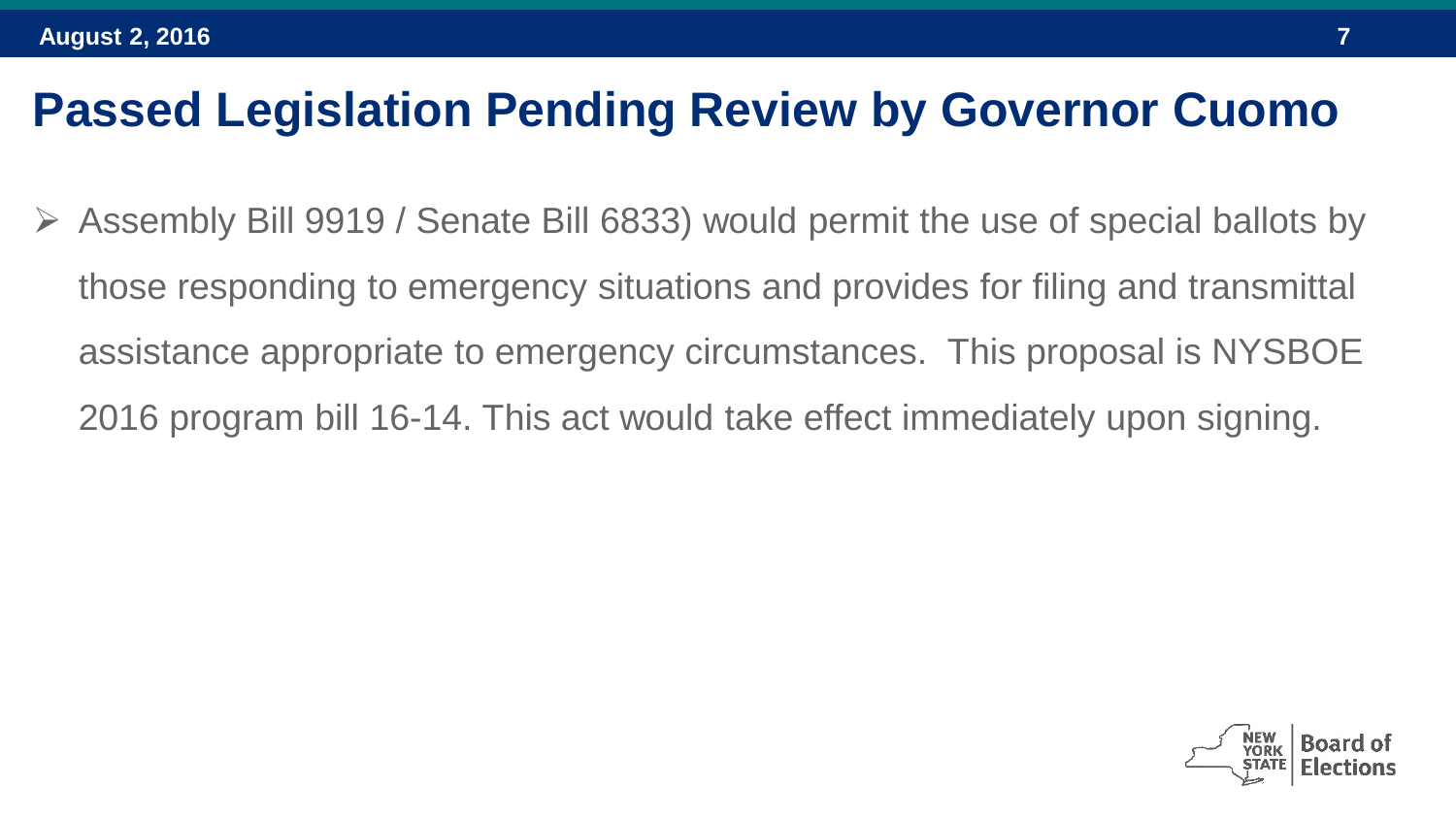# Passed Legislation Pending Review by Governor Cuomo

- Assembly Bill 9919 / Senate Bill 6833) would permit the use of special ballots by those responding to emergency situations and provides for filing and transmittal assistance appropriate to emergency circumstances. This proposal is NYSBOE 2016 program bill 16-14. This act would take effect immediately upon signing.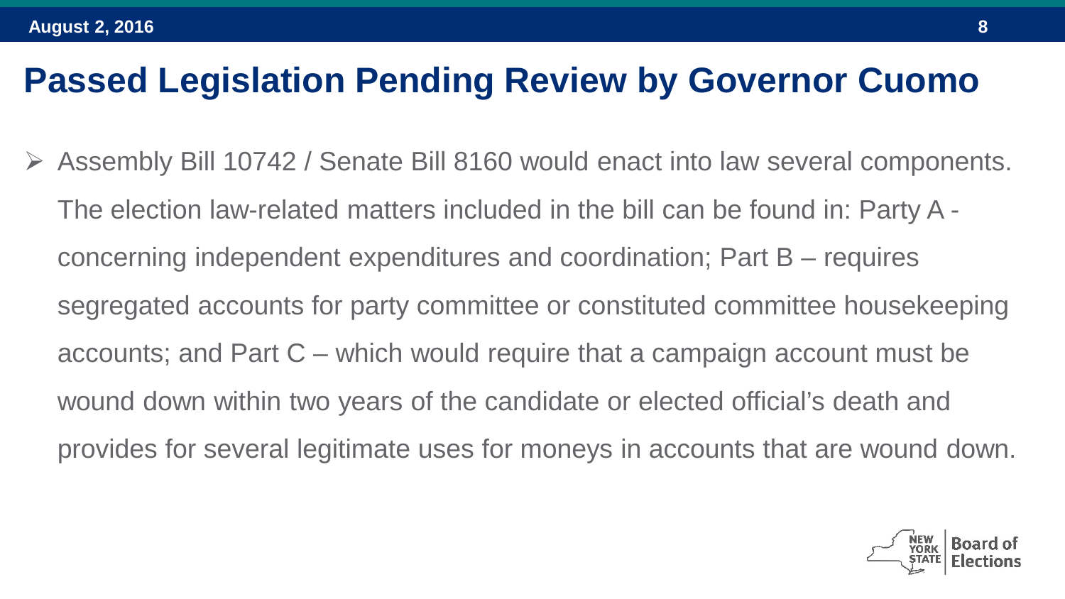# Passed Legislation Pending Review by Governor Cuomo

- Assembly Bill 10742 / Senate Bill 8160 would enact into law several components. The election law-related matters included in the bill can be found in: Party A - concerning independent expenditures and coordination; Part B – requires segregated accounts for party committee or constituted committee housekeeping accounts; and Part C – which would require that a campaign account must be wound down within two years of the candidate or elected official's death and provides for several legitimate uses for moneys in accounts that are wound down.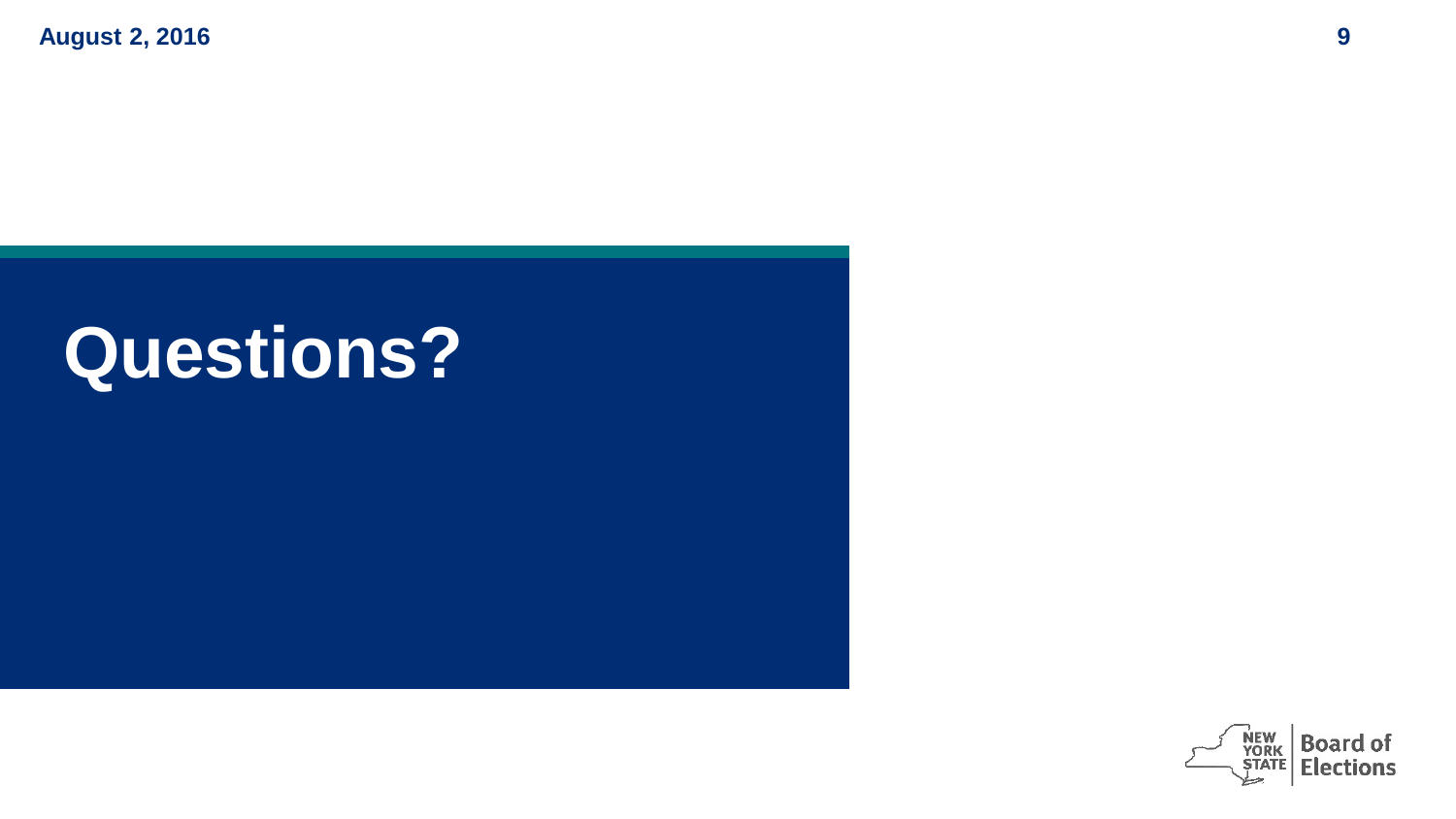# Questions?